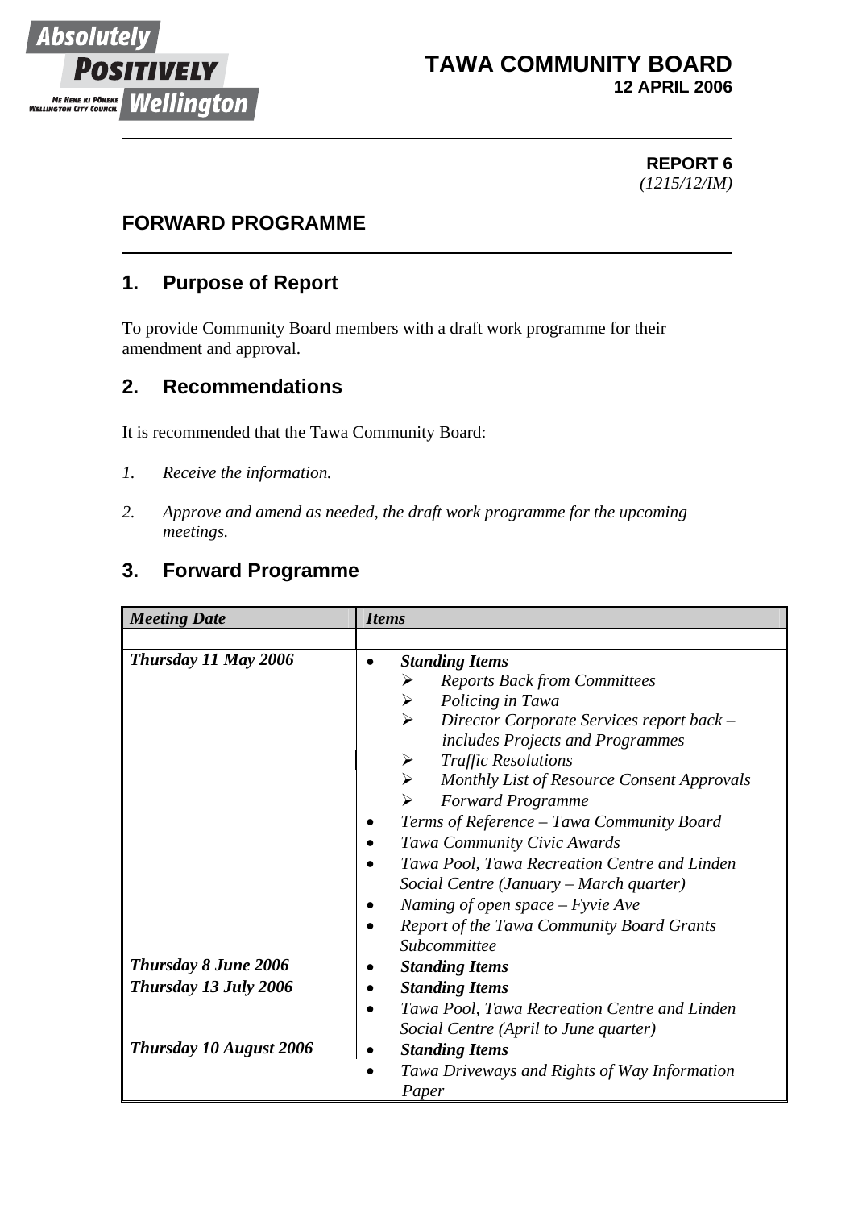Absolutely POSITIVELY Wellington
ME HEKE KI PŌNEKE WELLINGTON CITY COUNCIL

# TAWA COMMUNITY BOARD
**12 APRIL 2006**

**REPORT 6**
*(1215/12/IM)*

## FORWARD PROGRAMME

## 1. Purpose of Report

To provide Community Board members with a draft work programme for their amendment and approval.

## 2. Recommendations

It is recommended that the Tawa Community Board:

1. *Receive the information.*

2. *Approve and amend as needed, the draft work programme for the upcoming meetings.*

## 3. Forward Programme

| *Meeting Date* | *Items* |
|---|---|
| | |
| ***Thursday 11 May 2006*** | • ***Standing Items***<br>➢ *Reports Back from Committees*<br>➢ *Policing in Tawa*<br>➢ *Director Corporate Services report back – includes Projects and Programmes*<br>➢ *Traffic Resolutions*<br>➢ *Monthly List of Resource Consent Approvals*<br>➢ *Forward Programme*<br>• *Terms of Reference – Tawa Community Board*<br>• *Tawa Community Civic Awards*<br>• *Tawa Pool, Tawa Recreation Centre and Linden Social Centre (January – March quarter)*<br>• *Naming of open space – Fyvie Ave*<br>• *Report of the Tawa Community Board Grants Subcommittee* |
| ***Thursday 8 June 2006*** | • ***Standing Items*** |
| ***Thursday 13 July 2006*** | • ***Standing Items***<br>• *Tawa Pool, Tawa Recreation Centre and Linden Social Centre (April to June quarter)* |
| ***Thursday 10 August 2006*** | • ***Standing Items***<br>• *Tawa Driveways and Rights of Way Information Paper* |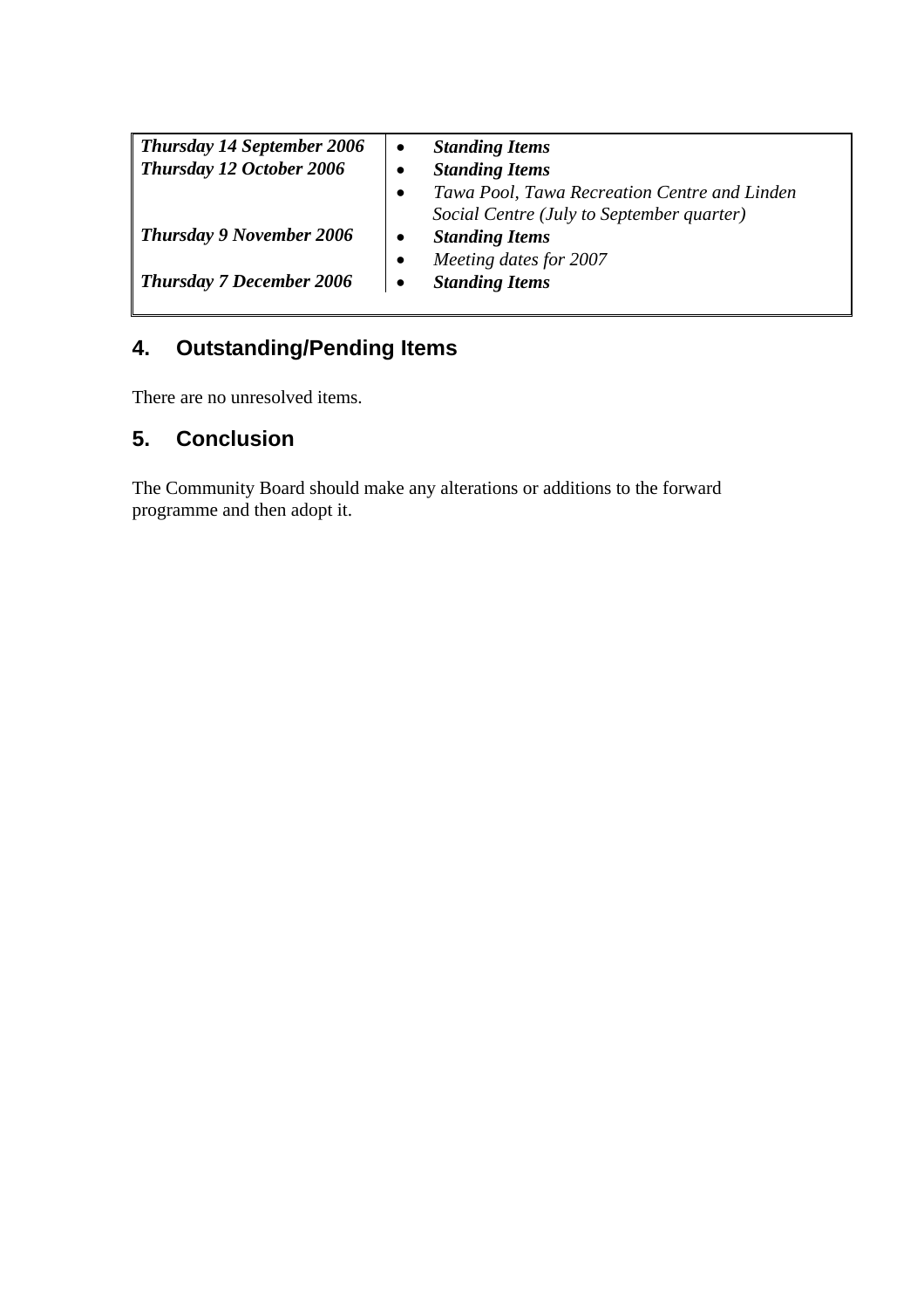| | |
|---|---|
| ***Thursday 14 September 2006*** | • ***Standing Items*** |
| ***Thursday 12 October 2006*** | • ***Standing Items***<br>• *Tawa Pool, Tawa Recreation Centre and Linden Social Centre (July to September quarter)* |
| ***Thursday 9 November 2006*** | • ***Standing Items***<br>• *Meeting dates for 2007* |
| ***Thursday 7 December 2006*** | • ***Standing Items*** |

## 4. Outstanding/Pending Items

There are no unresolved items.

## 5. Conclusion

The Community Board should make any alterations or additions to the forward programme and then adopt it.